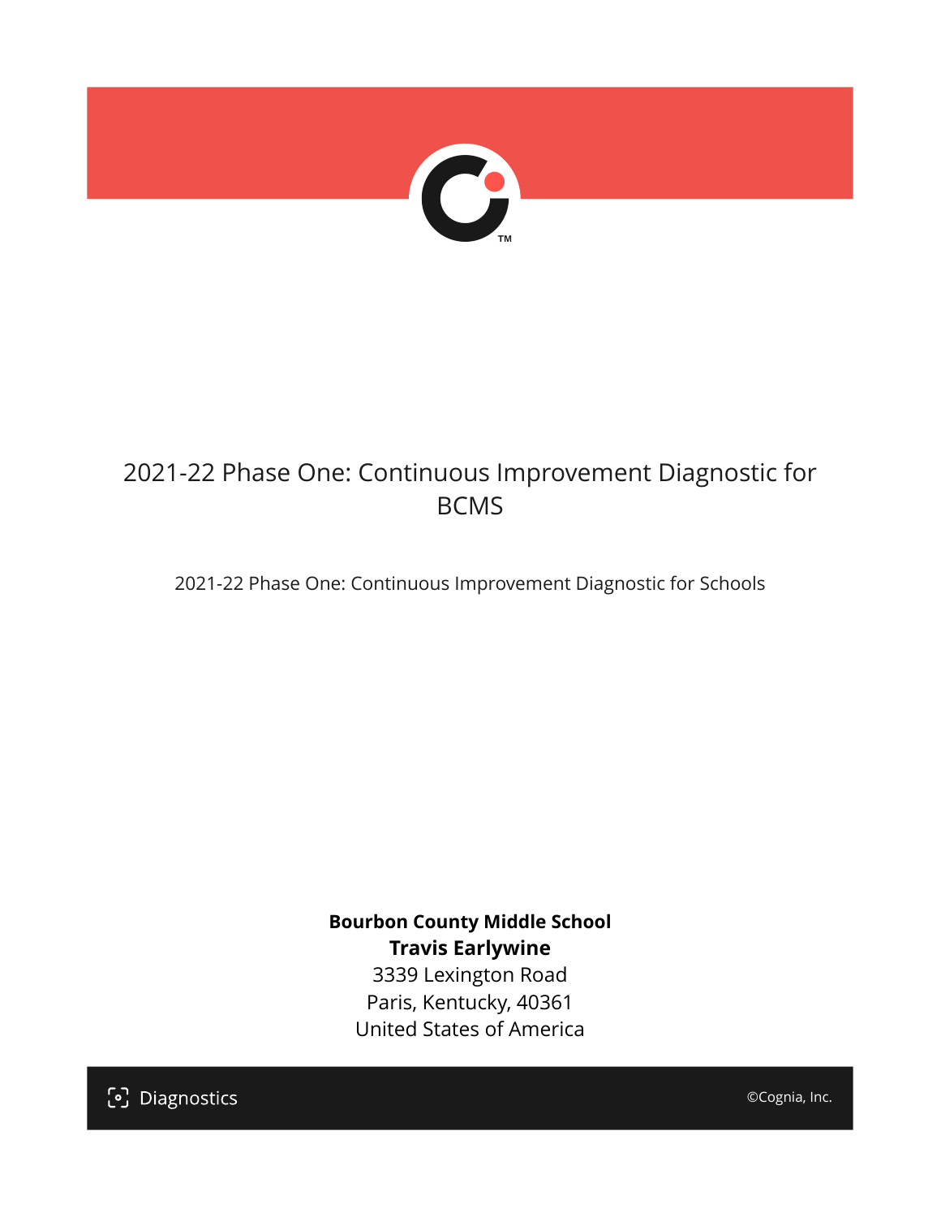# 2021-22 Phase One: Continuous Improvement Diagnostic for BCMS

2021-22 Phase One: Continuous Improvement Diagnostic for Schools

**Bourbon County Middle School**
**Travis Earlywine**
3339 Lexington Road
Paris, Kentucky, 40361
United States of America

Diagnostics

©Cognia, Inc.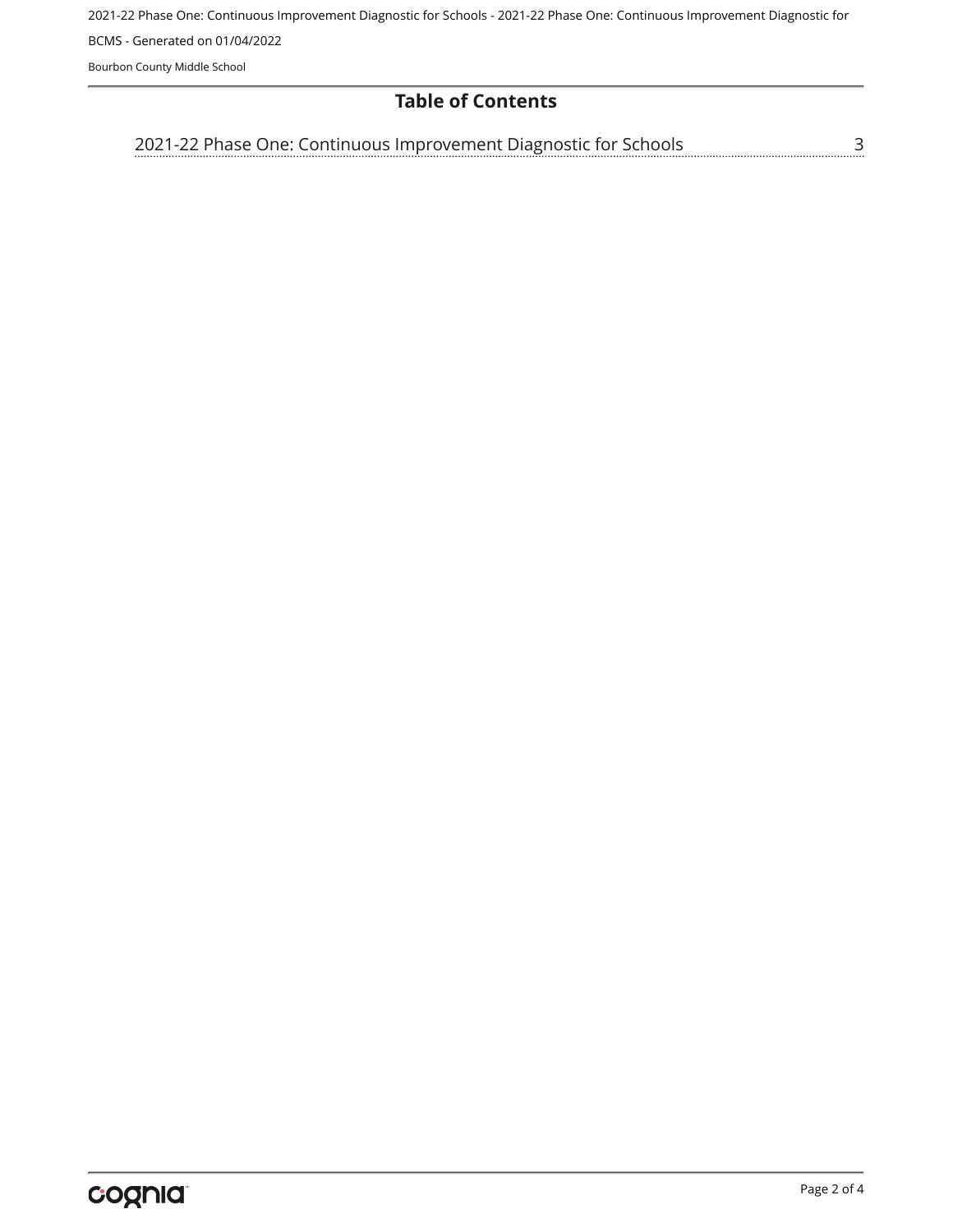# Table of Contents

2021-22 Phase One: Continuous Improvement Diagnostic for Schools ........ 3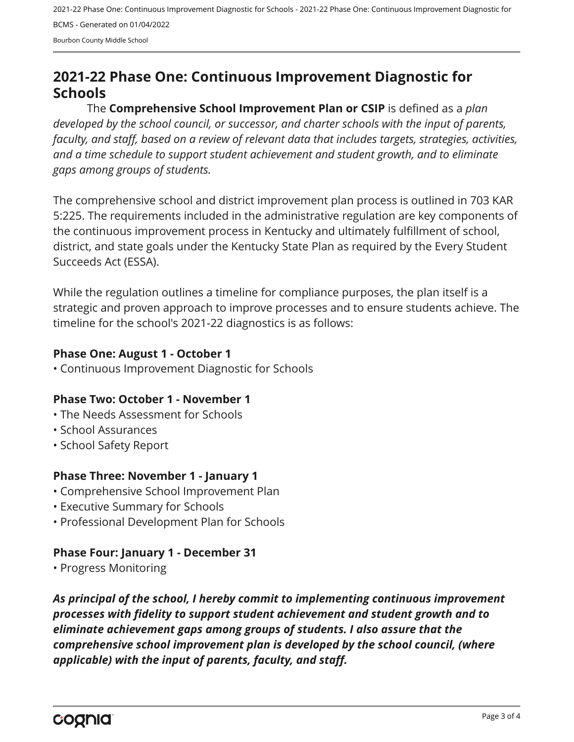## 2021-22 Phase One: Continuous Improvement Diagnostic for Schools

The **Comprehensive School Improvement Plan or CSIP** is defined as a *plan developed by the school council, or successor, and charter schools with the input of parents, faculty, and staff, based on a review of relevant data that includes targets, strategies, activities, and a time schedule to support student achievement and student growth, and to eliminate gaps among groups of students.*

The comprehensive school and district improvement plan process is outlined in 703 KAR 5:225. The requirements included in the administrative regulation are key components of the continuous improvement process in Kentucky and ultimately fulfillment of school, district, and state goals under the Kentucky State Plan as required by the Every Student Succeeds Act (ESSA).

While the regulation outlines a timeline for compliance purposes, the plan itself is a strategic and proven approach to improve processes and to ensure students achieve. The timeline for the school's 2021-22 diagnostics is as follows:

**Phase One: August 1 - October 1**
• Continuous Improvement Diagnostic for Schools

**Phase Two: October 1 - November 1**
• The Needs Assessment for Schools
• School Assurances
• School Safety Report

**Phase Three: November 1 - January 1**
• Comprehensive School Improvement Plan
• Executive Summary for Schools
• Professional Development Plan for Schools

**Phase Four: January 1 - December 31**
• Progress Monitoring

***As principal of the school, I hereby commit to implementing continuous improvement processes with fidelity to support student achievement and student growth and to eliminate achievement gaps among groups of students. I also assure that the comprehensive school improvement plan is developed by the school council, (where applicable) with the input of parents, faculty, and staff.***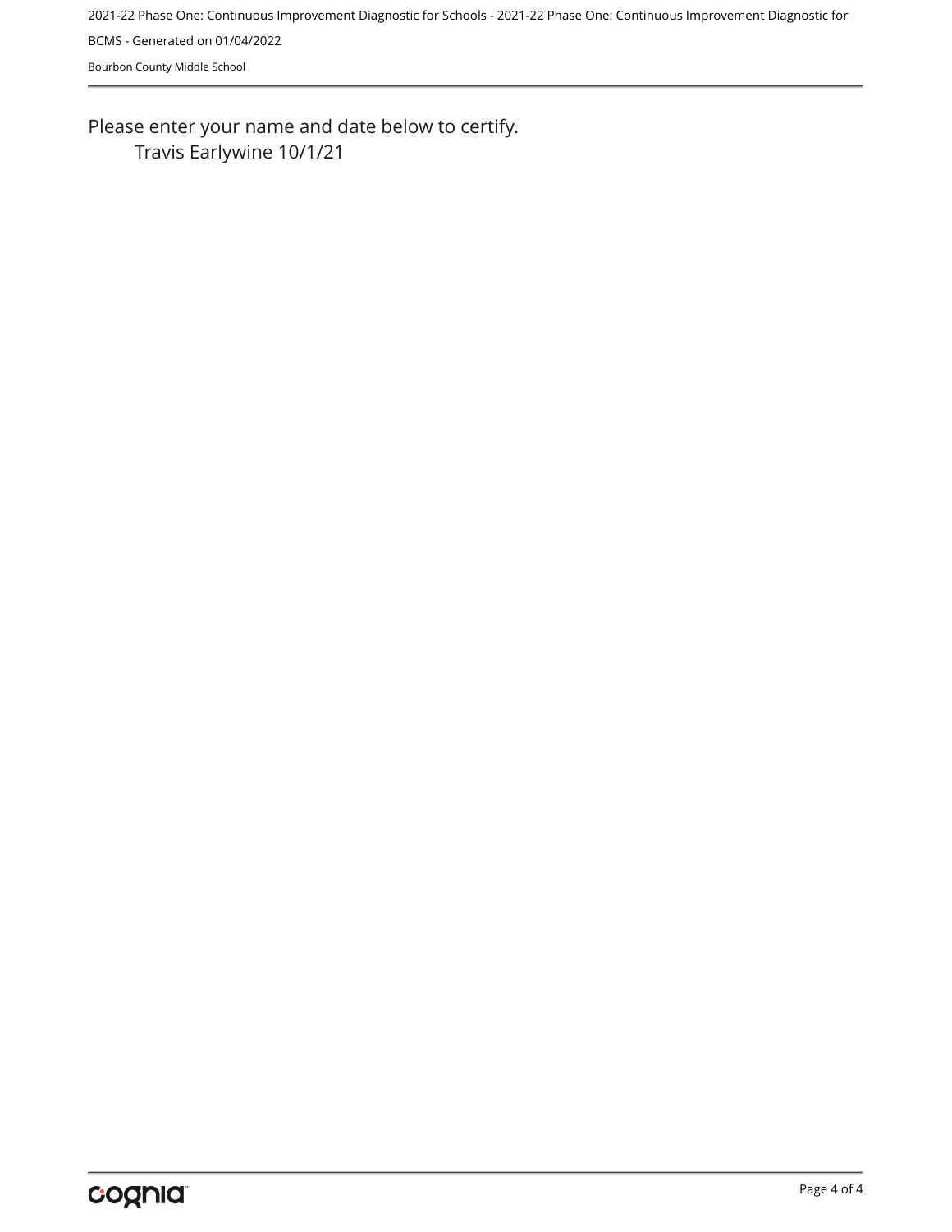Please enter your name and date below to certify.

Travis Earlywine 10/1/21